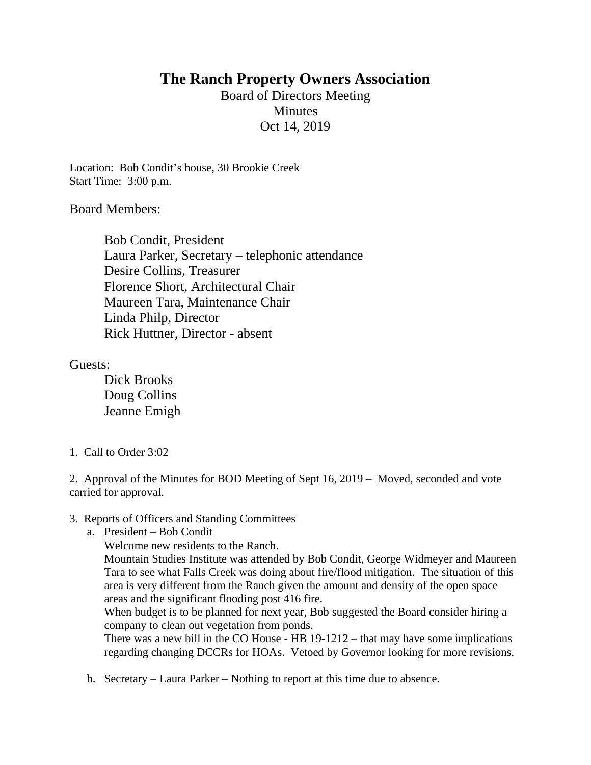# The Ranch Property Owners Association

Board of Directors Meeting

Minutes

Oct 14, 2019

Location: Bob Condit's house, 30 Brookie Creek
Start Time: 3:00 p.m.

Board Members:

- Bob Condit, President
- Laura Parker, Secretary – telephonic attendance
- Desire Collins, Treasurer
- Florence Short, Architectural Chair
- Maureen Tara, Maintenance Chair
- Linda Philp, Director
- Rick Huttner, Director - absent

Guests:

- Dick Brooks
- Doug Collins
- Jeanne Emigh

1. Call to Order 3:02

2. Approval of the Minutes for BOD Meeting of Sept 16, 2019 – Moved, seconded and vote carried for approval.

3. Reports of Officers and Standing Committees

   a. President – Bob Condit
      Welcome new residents to the Ranch.
      Mountain Studies Institute was attended by Bob Condit, George Widmeyer and Maureen Tara to see what Falls Creek was doing about fire/flood mitigation. The situation of this area is very different from the Ranch given the amount and density of the open space areas and the significant flooding post 416 fire.
      When budget is to be planned for next year, Bob suggested the Board consider hiring a company to clean out vegetation from ponds.
      There was a new bill in the CO House - HB 19-1212 – that may have some implications regarding changing DCCRs for HOAs. Vetoed by Governor looking for more revisions.

   b. Secretary – Laura Parker – Nothing to report at this time due to absence.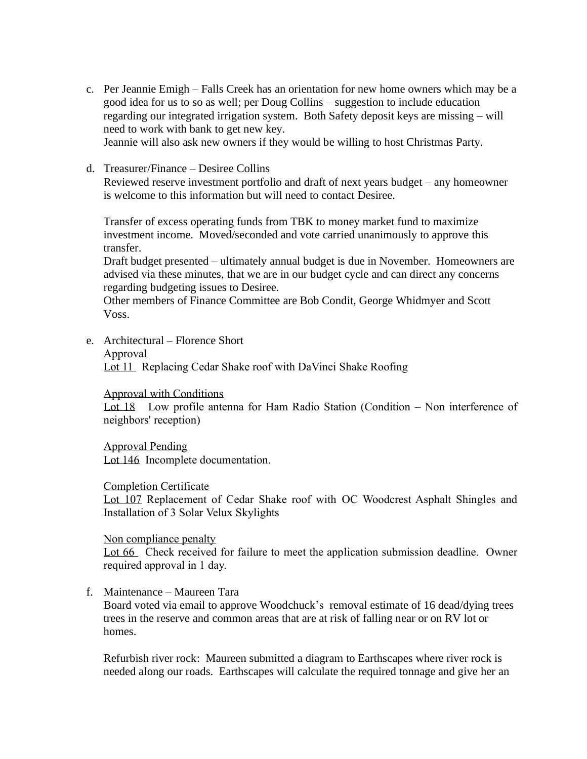c. Per Jeannie Emigh – Falls Creek has an orientation for new home owners which may be a good idea for us to so as well; per Doug Collins – suggestion to include education regarding our integrated irrigation system. Both Safety deposit keys are missing – will need to work with bank to get new key.
   Jeannie will also ask new owners if they would be willing to host Christmas Party.

d. Treasurer/Finance – Desiree Collins
   Reviewed reserve investment portfolio and draft of next years budget – any homeowner is welcome to this information but will need to contact Desiree.

   Transfer of excess operating funds from TBK to money market fund to maximize investment income. Moved/seconded and vote carried unanimously to approve this transfer.
   Draft budget presented – ultimately annual budget is due in November. Homeowners are advised via these minutes, that we are in our budget cycle and can direct any concerns regarding budgeting issues to Desiree.
   Other members of Finance Committee are Bob Condit, George Whidmyer and Scott Voss.

e. Architectural – Florence Short
   <u>Approval</u>
   <u>Lot 11</u> Replacing Cedar Shake roof with DaVinci Shake Roofing

   <u>Approval with Conditions</u>
   <u>Lot 18</u> Low profile antenna for Ham Radio Station (Condition – Non interference of neighbors' reception)

   <u>Approval Pending</u>
   <u>Lot 146</u> Incomplete documentation.

   <u>Completion Certificate</u>
   <u>Lot 107</u> Replacement of Cedar Shake roof with OC Woodcrest Asphalt Shingles and Installation of 3 Solar Velux Skylights

   <u>Non compliance penalty</u>
   <u>Lot 66</u> Check received for failure to meet the application submission deadline. Owner required approval in 1 day.

f. Maintenance – Maureen Tara
   Board voted via email to approve Woodchuck's removal estimate of 16 dead/dying trees trees in the reserve and common areas that are at risk of falling near or on RV lot or homes.

   Refurbish river rock: Maureen submitted a diagram to Earthscapes where river rock is needed along our roads. Earthscapes will calculate the required tonnage and give her an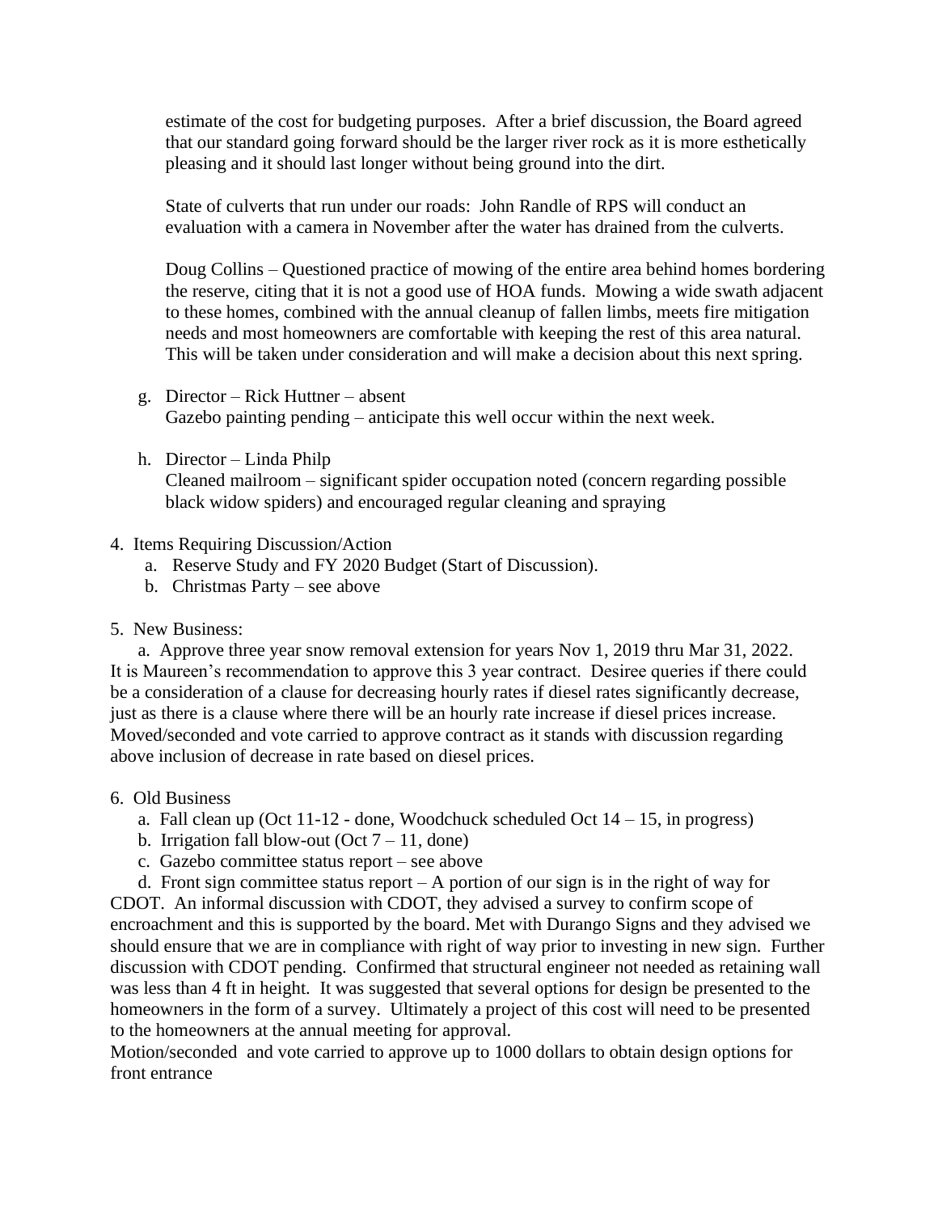estimate of the cost for budgeting purposes. After a brief discussion, the Board agreed that our standard going forward should be the larger river rock as it is more esthetically pleasing and it should last longer without being ground into the dirt.

State of culverts that run under our roads: John Randle of RPS will conduct an evaluation with a camera in November after the water has drained from the culverts.

Doug Collins – Questioned practice of mowing of the entire area behind homes bordering the reserve, citing that it is not a good use of HOA funds. Mowing a wide swath adjacent to these homes, combined with the annual cleanup of fallen limbs, meets fire mitigation needs and most homeowners are comfortable with keeping the rest of this area natural. This will be taken under consideration and will make a decision about this next spring.

g. Director – Rick Huttner – absent
   Gazebo painting pending – anticipate this well occur within the next week.

h. Director – Linda Philp
   Cleaned mailroom – significant spider occupation noted (concern regarding possible black widow spiders) and encouraged regular cleaning and spraying

4. Items Requiring Discussion/Action
   a. Reserve Study and FY 2020 Budget (Start of Discussion).
   b. Christmas Party – see above

5. New Business:

a. Approve three year snow removal extension for years Nov 1, 2019 thru Mar 31, 2022. It is Maureen's recommendation to approve this 3 year contract. Desiree queries if there could be a consideration of a clause for decreasing hourly rates if diesel rates significantly decrease, just as there is a clause where there will be an hourly rate increase if diesel prices increase. Moved/seconded and vote carried to approve contract as it stands with discussion regarding above inclusion of decrease in rate based on diesel prices.

6. Old Business
   a. Fall clean up (Oct 11-12 - done, Woodchuck scheduled Oct 14 – 15, in progress)
   b. Irrigation fall blow-out (Oct 7 – 11, done)
   c. Gazebo committee status report – see above

d. Front sign committee status report – A portion of our sign is in the right of way for CDOT. An informal discussion with CDOT, they advised a survey to confirm scope of encroachment and this is supported by the board. Met with Durango Signs and they advised we should ensure that we are in compliance with right of way prior to investing in new sign. Further discussion with CDOT pending. Confirmed that structural engineer not needed as retaining wall was less than 4 ft in height. It was suggested that several options for design be presented to the homeowners in the form of a survey. Ultimately a project of this cost will need to be presented to the homeowners at the annual meeting for approval.
Motion/seconded and vote carried to approve up to 1000 dollars to obtain design options for front entrance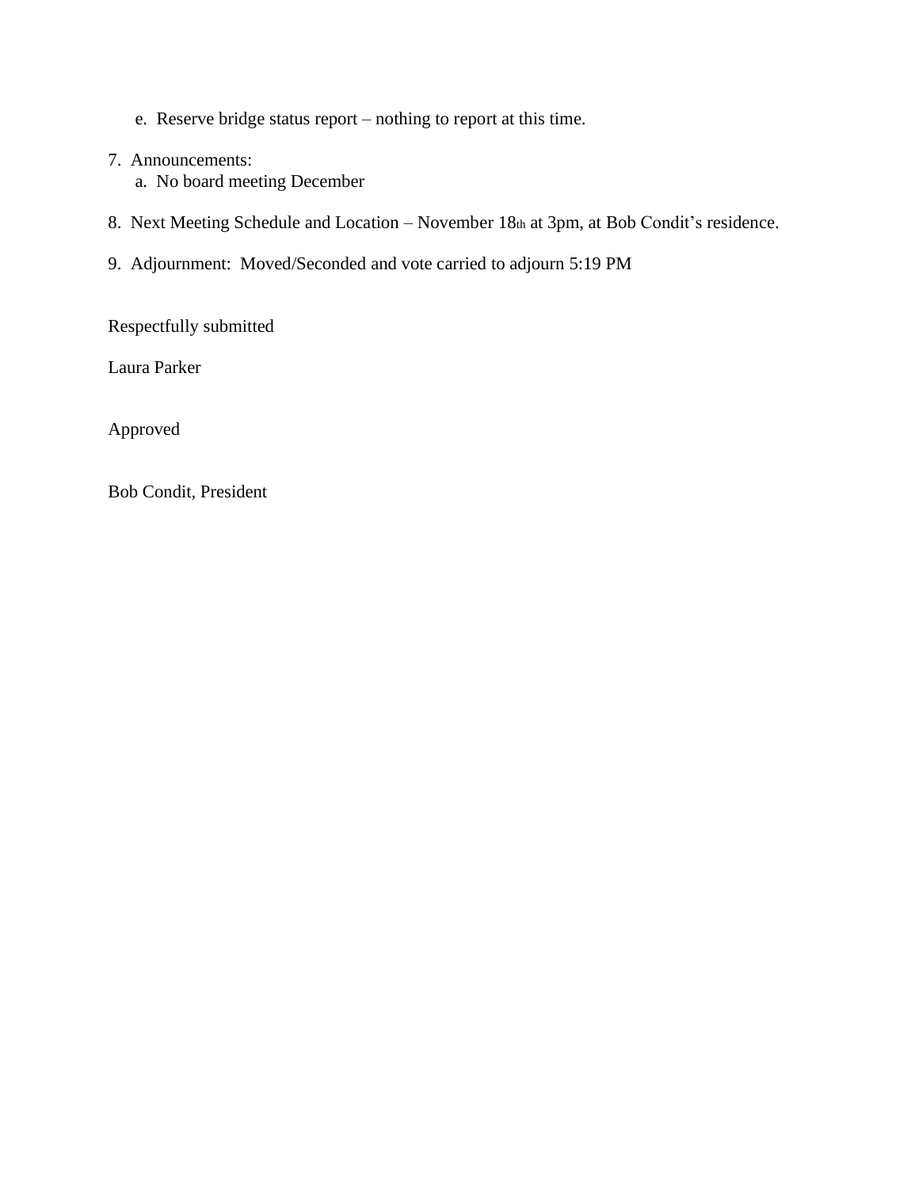e. Reserve bridge status report – nothing to report at this time.

7. Announcements:
    a. No board meeting December

8. Next Meeting Schedule and Location – November 18th at 3pm, at Bob Condit's residence.

9. Adjournment: Moved/Seconded and vote carried to adjourn 5:19 PM

Respectfully submitted

Laura Parker

Approved

Bob Condit, President